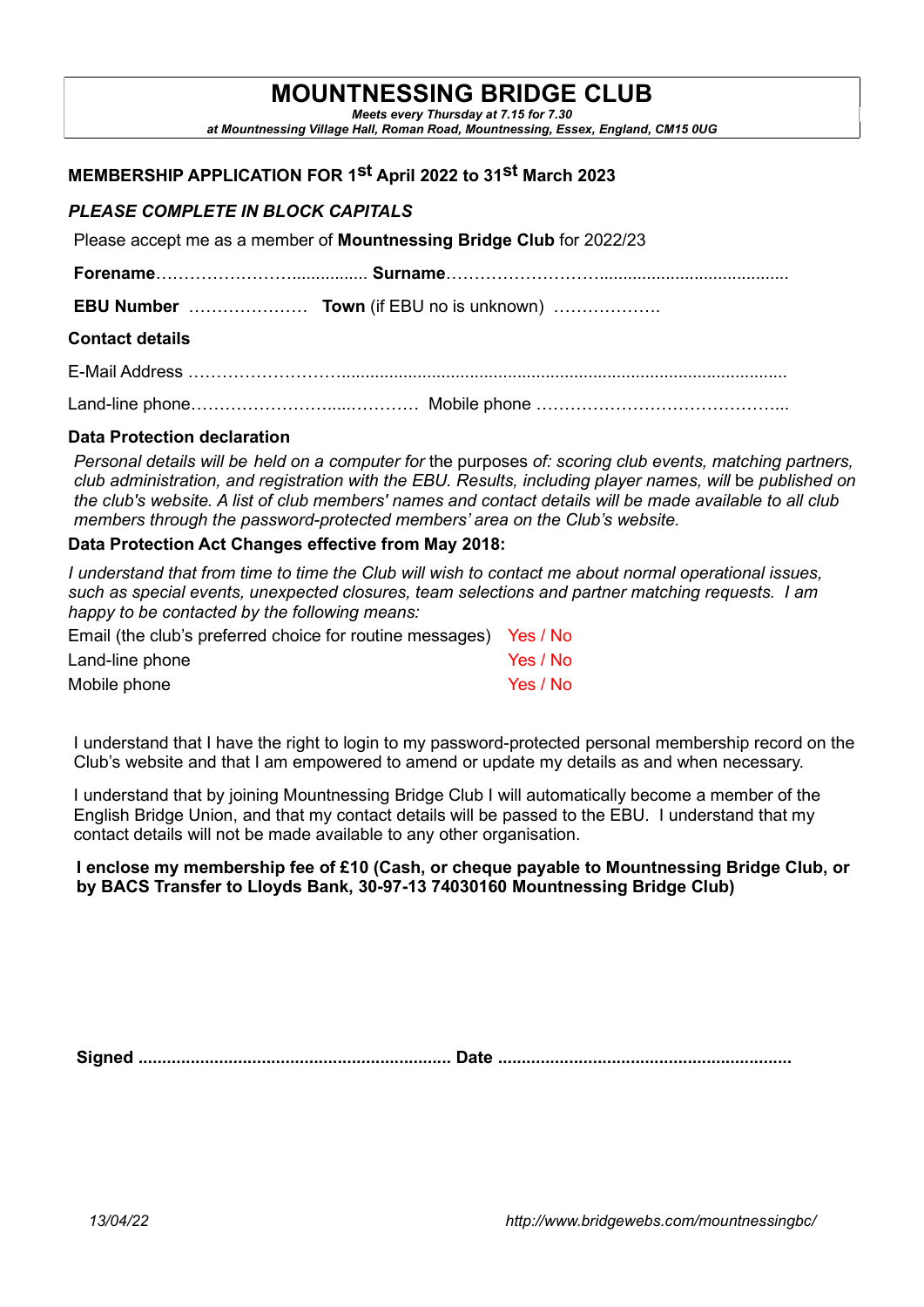# MOUNTNESSING BRIDGE CLUB

***Meets every Thursday at 7.15 for 7.30***

***at Mountnessing Village Hall, Roman Road, Mountnessing, Essex, England, CM15 0UG***

## MEMBERSHIP APPLICATION FOR 1st April 2022 to 31st March 2023

***PLEASE COMPLETE IN BLOCK CAPITALS***

Please accept me as a member of **Mountnessing Bridge Club** for 2022/23

**Forename**……………………................ **Surname**……………………….......................................

**EBU Number** ………………… **Town** (if EBU no is unknown) ……………….

**Contact details**

E-Mail Address ……………………..............................................................................................

Land-line phone…………………….....………… Mobile phone ……………………………………...

**Data Protection declaration**

*Personal details will be held on a computer for* the purposes *of: scoring club events, matching partners, club administration, and registration with the EBU. Results, including player names, will* be *published on the club's website. A list of club members' names and contact details will be made available to all club members through the password-protected members' area on the Club's website.*

**Data Protection Act Changes effective from May 2018:**

*I understand that from time to time the Club will wish to contact me about normal operational issues, such as special events, unexpected closures, team selections and partner matching requests. I am happy to be contacted by the following means:*

| | |
|---|---|
| Email (the club's preferred choice for routine messages) | Yes / No |
| Land-line phone | Yes / No |
| Mobile phone | Yes / No |

I understand that I have the right to login to my password-protected personal membership record on the Club's website and that I am empowered to amend or update my details as and when necessary.

I understand that by joining Mountnessing Bridge Club I will automatically become a member of the English Bridge Union, and that my contact details will be passed to the EBU. I understand that my contact details will not be made available to any other organisation.

**I enclose my membership fee of £10 (Cash, or cheque payable to Mountnessing Bridge Club, or by BACS Transfer to Lloyds Bank, 30-97-13 74030160 Mountnessing Bridge Club)**

**Signed** ................................................................. **Date** .............................................................

*13/04/22* *http://www.bridgewebs.com/mountnessingbc/*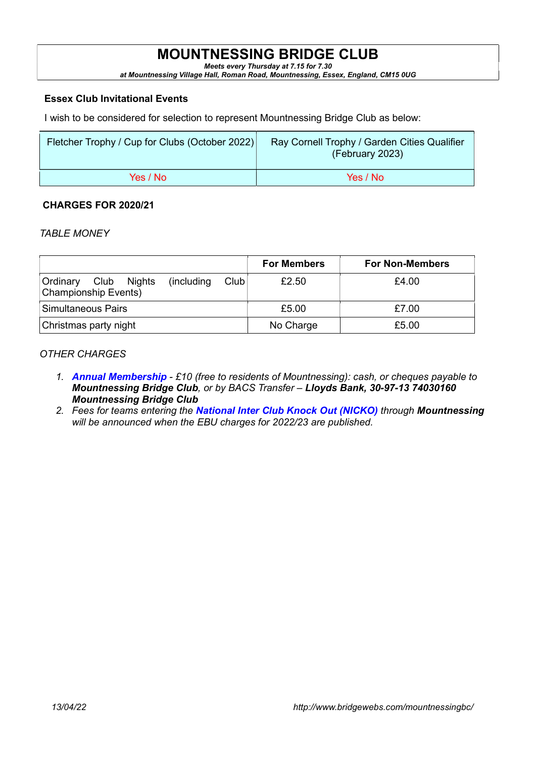# MOUNTNESSING BRIDGE CLUB

***Meets every Thursday at 7.15 for 7.30***

***at Mountnessing Village Hall, Roman Road, Mountnessing, Essex, England, CM15 0UG***

### Essex Club Invitational Events

I wish to be considered for selection to represent Mountnessing Bridge Club as below:

| Fletcher Trophy / Cup for Clubs (October 2022) | Ray Cornell Trophy / Garden Cities Qualifier (February 2023) |
|---|---|
| Yes / No | Yes / No |

### CHARGES FOR 2020/21

*TABLE MONEY*

| | For Members | For Non-Members |
|---|---|---|
| Ordinary Club Nights (including Club Championship Events) | £2.50 | £4.00 |
| Simultaneous Pairs | £5.00 | £7.00 |
| Christmas party night | No Charge | £5.00 |

*OTHER CHARGES*

1. ***Annual Membership*** *- £10 (free to residents of Mountnessing): cash, or cheques payable to* ***Mountnessing Bridge Club****, or by BACS Transfer –* ***Lloyds Bank, 30-97-13 74030160 Mountnessing Bridge Club***
2. *Fees for teams entering the* ***National Inter Club Knock Out (NICKO)*** *through* ***Mountnessing*** *will be announced when the EBU charges for 2022/23 are published.*

*13/04/22* *http://www.bridgewebs.com/mountnessingbc/*